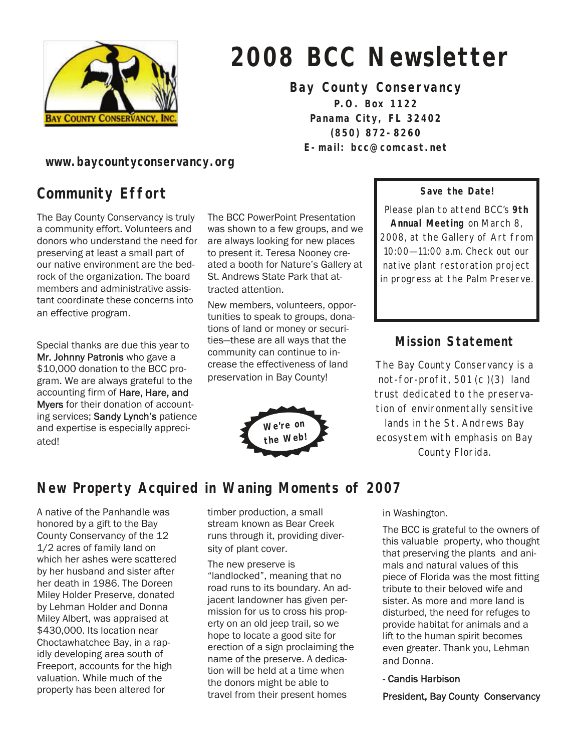# 2008 BCC Newsletter

**Bay County Conservancy**
**P.O. Box 1122**
**Panama City, FL 32402**
**(850) 872-8260**
**E-mail: bcc@comcast.net**

**www.baycountyconservancy.org**

BAY COUNTY CONSERVANCY, INC.

## Community Effort

The Bay County Conservancy is truly a community effort. Volunteers and donors who understand the need for preserving at least a small part of our native environment are the bedrock of the organization. The board members and administrative assistant coordinate these concerns into an effective program.

Special thanks are due this year to Mr. Johnny Patronis who gave a $10,000 donation to the BCC program. We are always grateful to the accounting firm of Hare, Hare, and Myers for their donation of accounting services; Sandy Lynch's patience and expertise is especially appreciated!

The BCC PowerPoint Presentation was shown to a few groups, and we are always looking for new places to present it. Teresa Nooney created a booth for Nature's Gallery at St. Andrews State Park that attracted attention.

New members, volunteers, opportunities to speak to groups, donations of land or money or securities—these are all ways that the community can continue to increase the effectiveness of land preservation in Bay County!

We're on the Web!

**Save the Date!**

Please plan to attend BCC's **9th Annual Meeting** on March 8, 2008, at the Gallery of Art from 10:00—11:00 a.m. Check out our native plant restoration project in progress at the Palm Preserve.

## Mission Statement

The Bay County Conservancy is a not-for-profit, 501(c)(3) land trust dedicated to the preservation of environmentally sensitive lands in the St. Andrews Bay ecosystem with emphasis on Bay County Florida.

## New Property Acquired in Waning Moments of 2007

A native of the Panhandle was honored by a gift to the Bay County Conservancy of the 12 1/2 acres of family land on which her ashes were scattered by her husband and sister after her death in 1986. The Doreen Miley Holder Preserve, donated by Lehman Holder and Donna Miley Albert, was appraised at $430,000. Its location near Choctawhatchee Bay, in a rapidly developing area south of Freeport, accounts for the high valuation. While much of the property has been altered for timber production, a small stream known as Bear Creek runs through it, providing diversity of plant cover.

The new preserve is "landlocked", meaning that no road runs to its boundary. An adjacent landowner has given permission for us to cross his property on an old jeep trail, so we hope to locate a good site for erection of a sign proclaiming the name of the preserve. A dedication will be held at a time when the donors might be able to travel from their present homes in Washington.

The BCC is grateful to the owners of this valuable property, who thought that preserving the plants and animals and natural values of this piece of Florida was the most fitting tribute to their beloved wife and sister. As more and more land is disturbed, the need for refuges to provide habitat for animals and a lift to the human spirit becomes even greater. Thank you, Lehman and Donna.

- Candis Harbison

President, Bay County Conservancy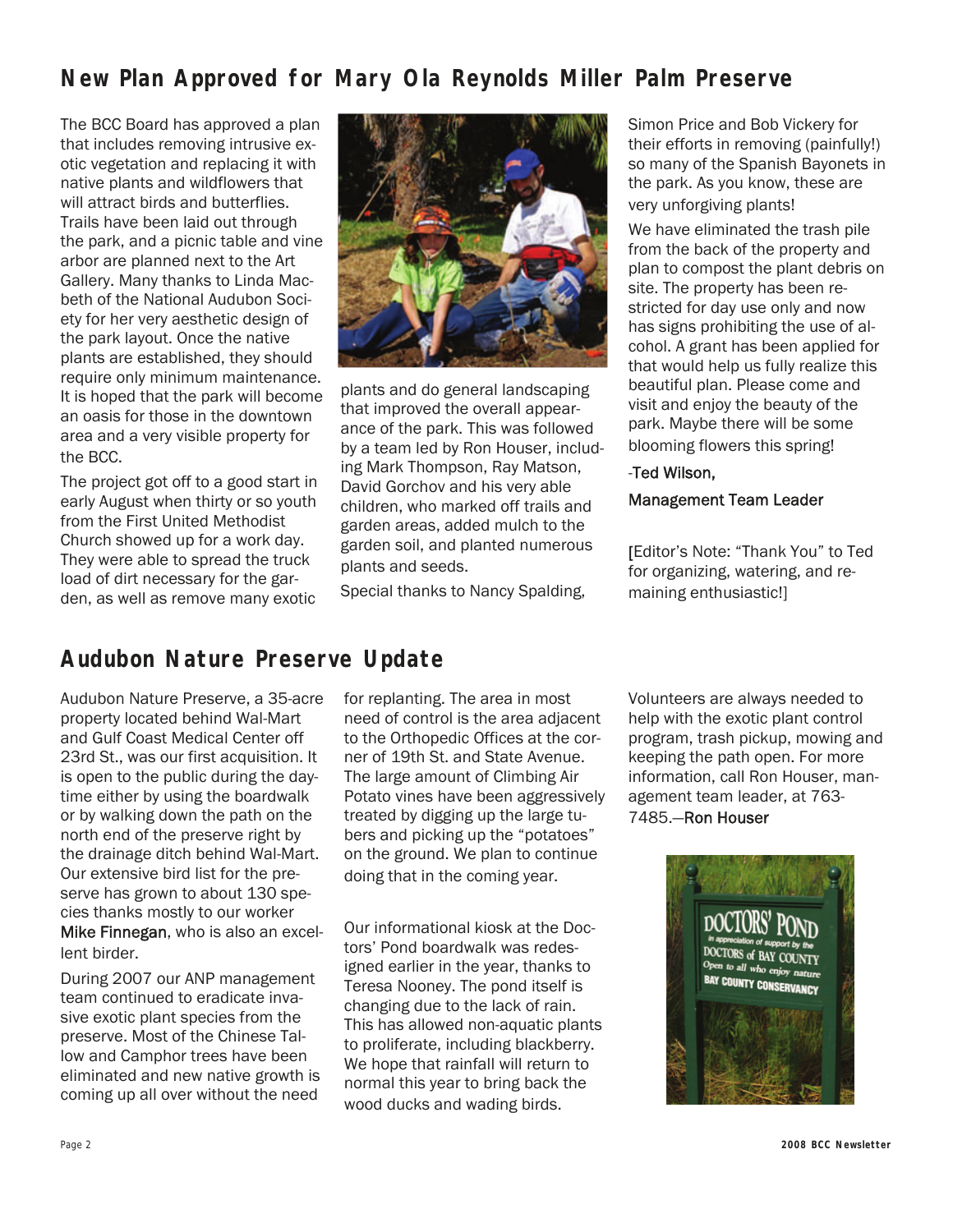## New Plan Approved for Mary Ola Reynolds Miller Palm Preserve

The BCC Board has approved a plan that includes removing intrusive exotic vegetation and replacing it with native plants and wildflowers that will attract birds and butterflies. Trails have been laid out through the park, and a picnic table and vine arbor are planned next to the Art Gallery. Many thanks to Linda Macbeth of the National Audubon Society for her very aesthetic design of the park layout. Once the native plants are established, they should require only minimum maintenance. It is hoped that the park will become an oasis for those in the downtown area and a very visible property for the BCC.

The project got off to a good start in early August when thirty or so youth from the First United Methodist Church showed up for a work day. They were able to spread the truck load of dirt necessary for the garden, as well as remove many exotic plants and do general landscaping that improved the overall appearance of the park. This was followed by a team led by Ron Houser, including Mark Thompson, Ray Matson, David Gorchov and his very able children, who marked off trails and garden areas, added mulch to the garden soil, and planted numerous plants and seeds.

Special thanks to Nancy Spalding, Simon Price and Bob Vickery for their efforts in removing (painfully!) so many of the Spanish Bayonets in the park. As you know, these are very unforgiving plants!

We have eliminated the trash pile from the back of the property and plan to compost the plant debris on site. The property has been restricted for day use only and now has signs prohibiting the use of alcohol. A grant has been applied for that would help us fully realize this beautiful plan. Please come and visit and enjoy the beauty of the park. Maybe there will be some blooming flowers this spring!

-Ted Wilson,

Management Team Leader

[Editor's Note: "Thank You" to Ted for organizing, watering, and remaining enthusiastic!]

## Audubon Nature Preserve Update

Audubon Nature Preserve, a 35-acre property located behind Wal-Mart and Gulf Coast Medical Center off 23rd St., was our first acquisition. It is open to the public during the daytime either by using the boardwalk or by walking down the path on the north end of the preserve right by the drainage ditch behind Wal-Mart. Our extensive bird list for the preserve has grown to about 130 species thanks mostly to our worker Mike Finnegan, who is also an excellent birder.

During 2007 our ANP management team continued to eradicate invasive exotic plant species from the preserve. Most of the Chinese Tallow and Camphor trees have been eliminated and new native growth is coming up all over without the need for replanting. The area in most need of control is the area adjacent to the Orthopedic Offices at the corner of 19th St. and State Avenue. The large amount of Climbing Air Potato vines have been aggressively treated by digging up the large tubers and picking up the "potatoes" on the ground. We plan to continue doing that in the coming year.

Our informational kiosk at the Doctors' Pond boardwalk was redesigned earlier in the year, thanks to Teresa Nooney. The pond itself is changing due to the lack of rain. This has allowed non-aquatic plants to proliferate, including blackberry. We hope that rainfall will return to normal this year to bring back the wood ducks and wading birds.

Volunteers are always needed to help with the exotic plant control program, trash pickup, mowing and keeping the path open. For more information, call Ron Houser, management team leader, at 763-7485.—Ron Houser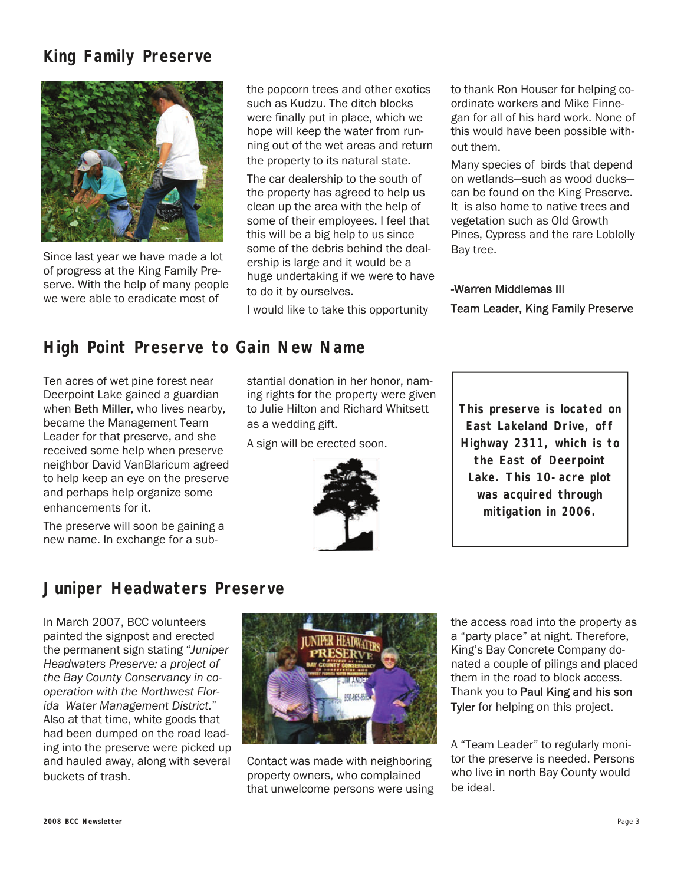## King Family Preserve

Since last year we have made a lot of progress at the King Family Preserve. With the help of many people we were able to eradicate most of the popcorn trees and other exotics such as Kudzu. The ditch blocks were finally put in place, which we hope will keep the water from running out of the wet areas and return the property to its natural state.

The car dealership to the south of the property has agreed to help us clean up the area with the help of some of their employees. I feel that this will be a big help to us since some of the debris behind the dealership is large and it would be a huge undertaking if we were to have to do it by ourselves.

I would like to take this opportunity to thank Ron Houser for helping coordinate workers and Mike Finnegan for all of his hard work. None of this would have been possible without them.

Many species of birds that depend on wetlands—such as wood ducks—can be found on the King Preserve. It is also home to native trees and vegetation such as Old Growth Pines, Cypress and the rare Loblolly Bay tree.

-Warren Middlemas III

Team Leader, King Family Preserve

## High Point Preserve to Gain New Name

Ten acres of wet pine forest near Deerpoint Lake gained a guardian when Beth Miller, who lives nearby, became the Management Team Leader for that preserve, and she received some help when preserve neighbor David VanBlaricum agreed to help keep an eye on the preserve and perhaps help organize some enhancements for it.

The preserve will soon be gaining a new name. In exchange for a substantial donation in her honor, naming rights for the property were given to Julie Hilton and Richard Whitsett as a wedding gift.

A sign will be erected soon.

**This preserve is located on East Lakeland Drive, off Highway 2311, which is to the East of Deerpoint Lake. This 10-acre plot was acquired through mitigation in 2006.**

## Juniper Headwaters Preserve

In March 2007, BCC volunteers painted the signpost and erected the permanent sign stating "*Juniper Headwaters Preserve: a project of the Bay County Conservancy in cooperation with the Northwest Florida Water Management District.*" Also at that time, white goods that had been dumped on the road leading into the preserve were picked up and hauled away, along with several buckets of trash.

Contact was made with neighboring property owners, who complained that unwelcome persons were using the access road into the property as a "party place" at night. Therefore, King's Bay Concrete Company donated a couple of pilings and placed them in the road to block access. Thank you to Paul King and his son Tyler for helping on this project.

A "Team Leader" to regularly monitor the preserve is needed. Persons who live in north Bay County would be ideal.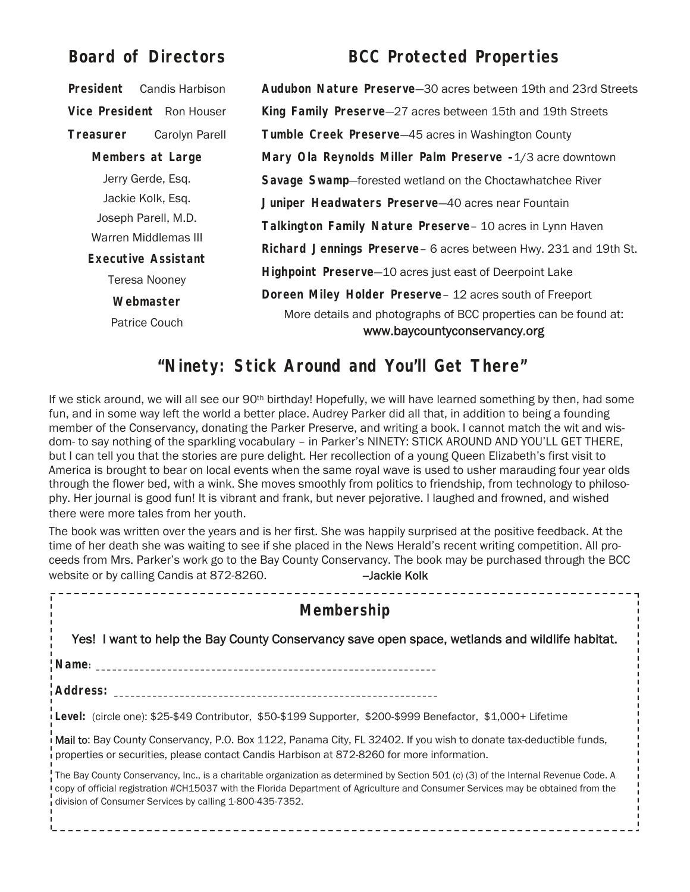## Board of Directors

**President** Candis Harbison

**Vice President** Ron Houser

**Treasurer** Carolyn Parell

**Members at Large**

Jerry Gerde, Esq.

Jackie Kolk, Esq.

Joseph Parell, M.D.

Warren Middlemas III

**Executive Assistant**

Teresa Nooney

**Webmaster**

Patrice Couch

## BCC Protected Properties

**Audubon Nature Preserve**—30 acres between 19th and 23rd Streets

**King Family Preserve**—27 acres between 15th and 19th Streets

**Tumble Creek Preserve**—45 acres in Washington County

**Mary Ola Reynolds Miller Palm Preserve -**1/3 acre downtown

**Savage Swamp**—forested wetland on the Choctawhatchee River

**Juniper Headwaters Preserve**—40 acres near Fountain

**Talkington Family Nature Preserve**– 10 acres in Lynn Haven

**Richard Jennings Preserve**– 6 acres between Hwy. 231 and 19th St.

**Highpoint Preserve**—10 acres just east of Deerpoint Lake

**Doreen Miley Holder Preserve**– 12 acres south of Freeport

More details and photographs of BCC properties can be found at: www.baycountyconservancy.org

## "Ninety: Stick Around and You'll Get There"

If we stick around, we will all see our 90th birthday! Hopefully, we will have learned something by then, had some fun, and in some way left the world a better place. Audrey Parker did all that, in addition to being a founding member of the Conservancy, donating the Parker Preserve, and writing a book. I cannot match the wit and wisdom- to say nothing of the sparkling vocabulary – in Parker's NINETY: STICK AROUND AND YOU'LL GET THERE, but I can tell you that the stories are pure delight. Her recollection of a young Queen Elizabeth's first visit to America is brought to bear on local events when the same royal wave is used to usher marauding four year olds through the flower bed, with a wink. She moves smoothly from politics to friendship, from technology to philosophy. Her journal is good fun! It is vibrant and frank, but never pejorative. I laughed and frowned, and wished there were more tales from her youth.

The book was written over the years and is her first. She was happily surprised at the positive feedback. At the time of her death she was waiting to see if she placed in the News Herald's recent writing competition. All proceeds from Mrs. Parker's work go to the Bay County Conservancy. The book may be purchased through the BCC website or by calling Candis at 872-8260. –Jackie Kolk

## Membership

Yes! I want to help the Bay County Conservancy save open space, wetlands and wildlife habitat.

**Name**: ____________________________________________________________

**Address:** ____________________________________________________________

**Level:** (circle one): $25-$49 Contributor, $50-$199 Supporter, $200-$999 Benefactor, $1,000+ Lifetime

Mail to: Bay County Conservancy, P.O. Box 1122, Panama City, FL 32402. If you wish to donate tax-deductible funds, properties or securities, please contact Candis Harbison at 872-8260 for more information.

The Bay County Conservancy, Inc., is a charitable organization as determined by Section 501 (c) (3) of the Internal Revenue Code. A copy of official registration #CH15037 with the Florida Department of Agriculture and Consumer Services may be obtained from the division of Consumer Services by calling 1-800-435-7352.